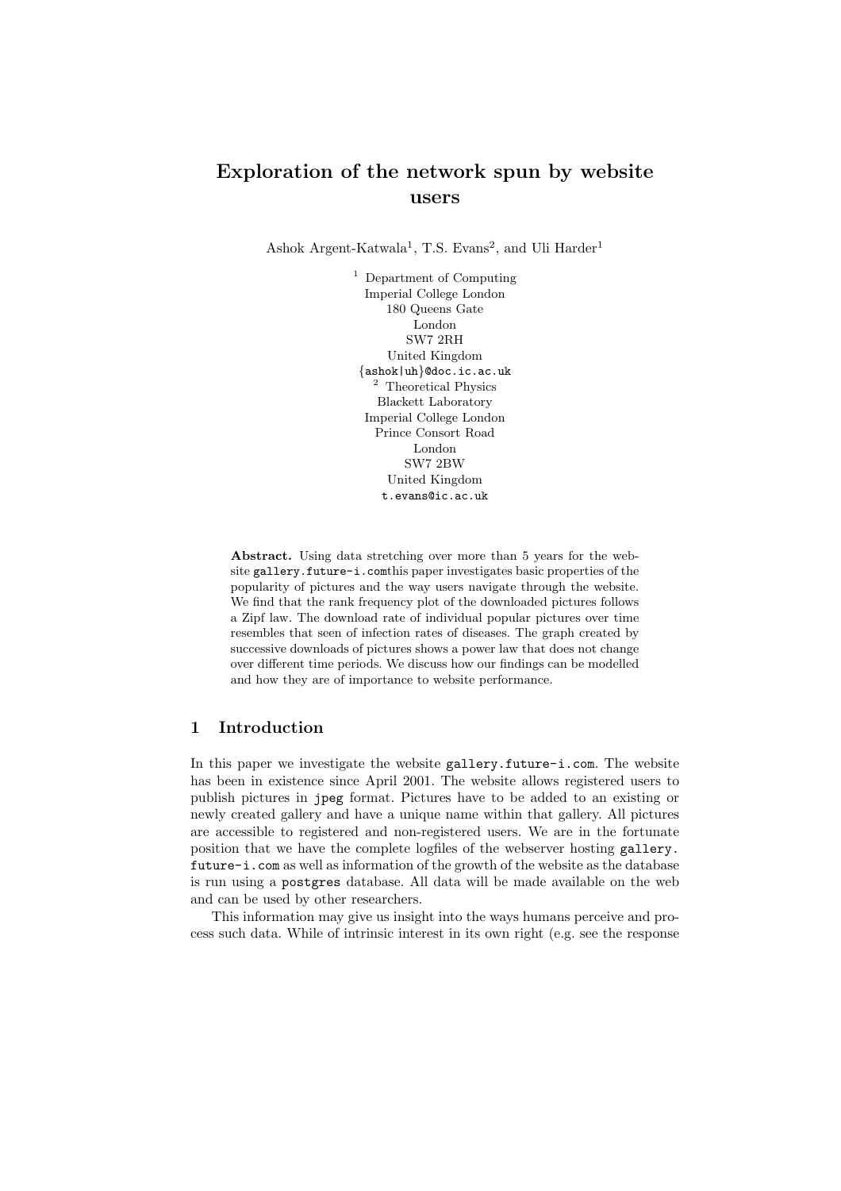# Exploration of the network spun by website users

Ashok Argent-Katwala[1], T.S. Evans[2], and Uli Harder[1]

[1] Department of Computing
Imperial College London
180 Queens Gate
London
SW7 2RH
United Kingdom
{ashok|uh}@doc.ic.ac.uk

[2] Theoretical Physics
Blackett Laboratory
Imperial College London
Prince Consort Road
London
SW7 2BW
United Kingdom
t.evans@ic.ac.uk

**Abstract.** Using data stretching over more than 5 years for the website `gallery.future-i.com`this paper investigates basic properties of the popularity of pictures and the way users navigate through the website. We find that the rank frequency plot of the downloaded pictures follows a Zipf law. The download rate of individual popular pictures over time resembles that seen of infection rates of diseases. The graph created by successive downloads of pictures shows a power law that does not change over different time periods. We discuss how our findings can be modelled and how they are of importance to website performance.

## 1 Introduction

In this paper we investigate the website `gallery.future-i.com`. The website has been in existence since April 2001. The website allows registered users to publish pictures in `jpeg` format. Pictures have to be added to an existing or newly created gallery and have a unique name within that gallery. All pictures are accessible to registered and non-registered users. We are in the fortunate position that we have the complete logfiles of the webserver hosting `gallery.future-i.com` as well as information of the growth of the website as the database is run using a `postgres` database. All data will be made available on the web and can be used by other researchers.

This information may give us insight into the ways humans perceive and process such data. While of intrinsic interest in its own right (e.g. see the response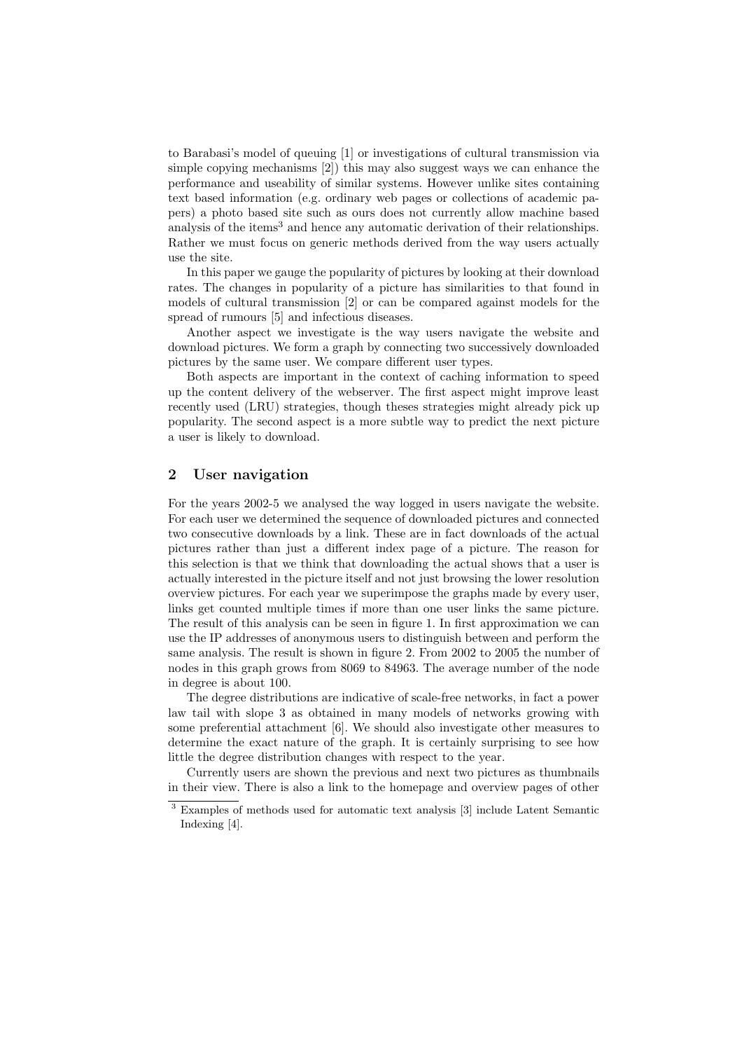to Barabasi's model of queuing [1] or investigations of cultural transmission via simple copying mechanisms [2]) this may also suggest ways we can enhance the performance and useability of similar systems. However unlike sites containing text based information (e.g. ordinary web pages or collections of academic papers) a photo based site such as ours does not currently allow machine based analysis of the items[3] and hence any automatic derivation of their relationships. Rather we must focus on generic methods derived from the way users actually use the site.

In this paper we gauge the popularity of pictures by looking at their download rates. The changes in popularity of a picture has similarities to that found in models of cultural transmission [2] or can be compared against models for the spread of rumours [5] and infectious diseases.

Another aspect we investigate is the way users navigate the website and download pictures. We form a graph by connecting two successively downloaded pictures by the same user. We compare different user types.

Both aspects are important in the context of caching information to speed up the content delivery of the webserver. The first aspect might improve least recently used (LRU) strategies, though theses strategies might already pick up popularity. The second aspect is a more subtle way to predict the next picture a user is likely to download.

## 2 User navigation

For the years 2002-5 we analysed the way logged in users navigate the website. For each user we determined the sequence of downloaded pictures and connected two consecutive downloads by a link. These are in fact downloads of the actual pictures rather than just a different index page of a picture. The reason for this selection is that we think that downloading the actual shows that a user is actually interested in the picture itself and not just browsing the lower resolution overview pictures. For each year we superimpose the graphs made by every user, links get counted multiple times if more than one user links the same picture. The result of this analysis can be seen in figure 1. In first approximation we can use the IP addresses of anonymous users to distinguish between and perform the same analysis. The result is shown in figure 2. From 2002 to 2005 the number of nodes in this graph grows from 8069 to 84963. The average number of the node in degree is about 100.

The degree distributions are indicative of scale-free networks, in fact a power law tail with slope 3 as obtained in many models of networks growing with some preferential attachment [6]. We should also investigate other measures to determine the exact nature of the graph. It is certainly surprising to see how little the degree distribution changes with respect to the year.

Currently users are shown the previous and next two pictures as thumbnails in their view. There is also a link to the homepage and overview pages of other

[3] Examples of methods used for automatic text analysis [3] include Latent Semantic Indexing [4].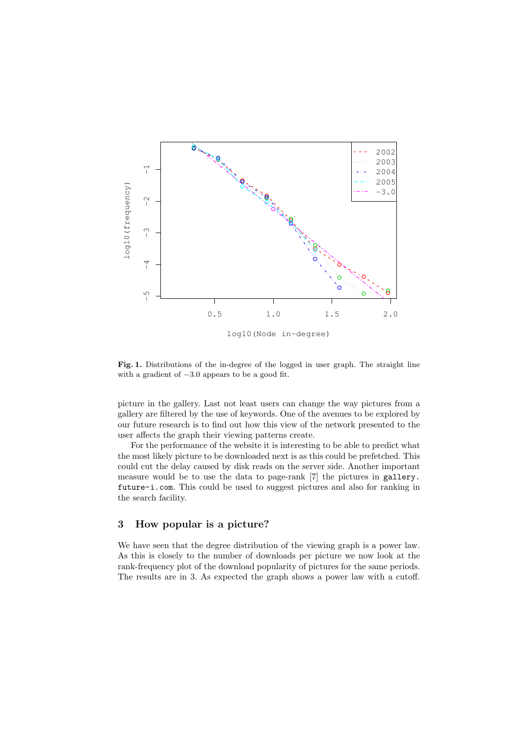**Fig. 1.** Distributions of the in-degree of the logged in user graph. The straight line with a gradient of $-3.0$ appears to be a good fit.

picture in the gallery. Last not least users can change the way pictures from a gallery are filtered by the use of keywords. One of the avenues to be explored by our future research is to find out how this view of the network presented to the user affects the graph their viewing patterns create.

For the performance of the website it is interesting to be able to predict what the most likely picture to be downloaded next is as this could be prefetched. This could cut the delay caused by disk reads on the server side. Another important measure would be to use the data to page-rank [7] the pictures in `gallery.future-i.com`. This could be used to suggest pictures and also for ranking in the search facility.

## 3 How popular is a picture?

We have seen that the degree distribution of the viewing graph is a power law. As this is closely to the number of downloads per picture we now look at the rank-frequency plot of the download popularity of pictures for the same periods. The results are in 3. As expected the graph shows a power law with a cutoff.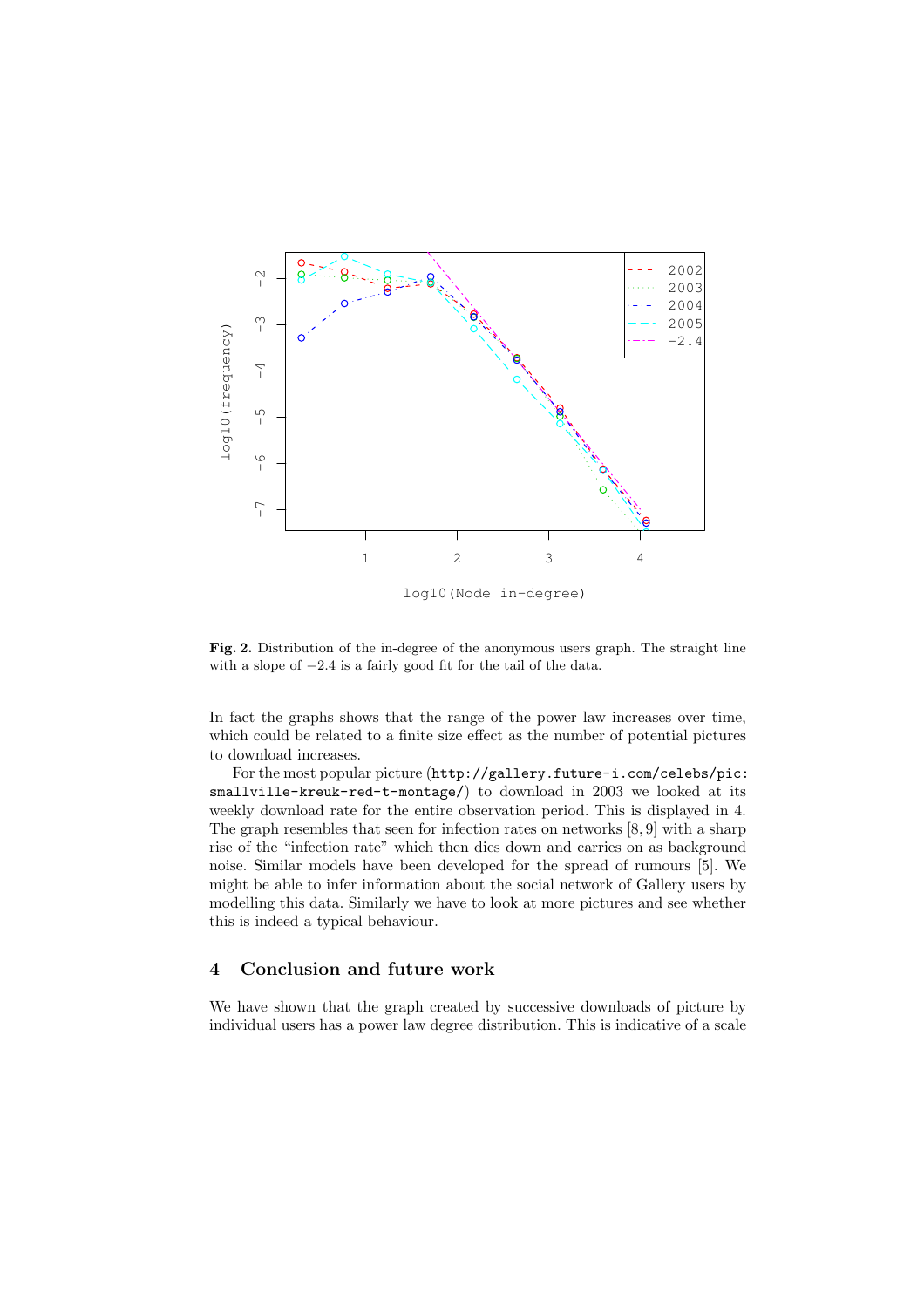**Fig. 2.** Distribution of the in-degree of the anonymous users graph. The straight line with a slope of $-2.4$ is a fairly good fit for the tail of the data.

In fact the graphs shows that the range of the power law increases over time, which could be related to a finite size effect as the number of potential pictures to download increases.

For the most popular picture (`http://gallery.future-i.com/celebs/pic:smallville-kreuk-red-t-montage/`) to download in 2003 we looked at its weekly download rate for the entire observation period. This is displayed in 4. The graph resembles that seen for infection rates on networks [8, 9] with a sharp rise of the "infection rate" which then dies down and carries on as background noise. Similar models have been developed for the spread of rumours [5]. We might be able to infer information about the social network of Gallery users by modelling this data. Similarly we have to look at more pictures and see whether this is indeed a typical behaviour.

## 4 Conclusion and future work

We have shown that the graph created by successive downloads of picture by individual users has a power law degree distribution. This is indicative of a scale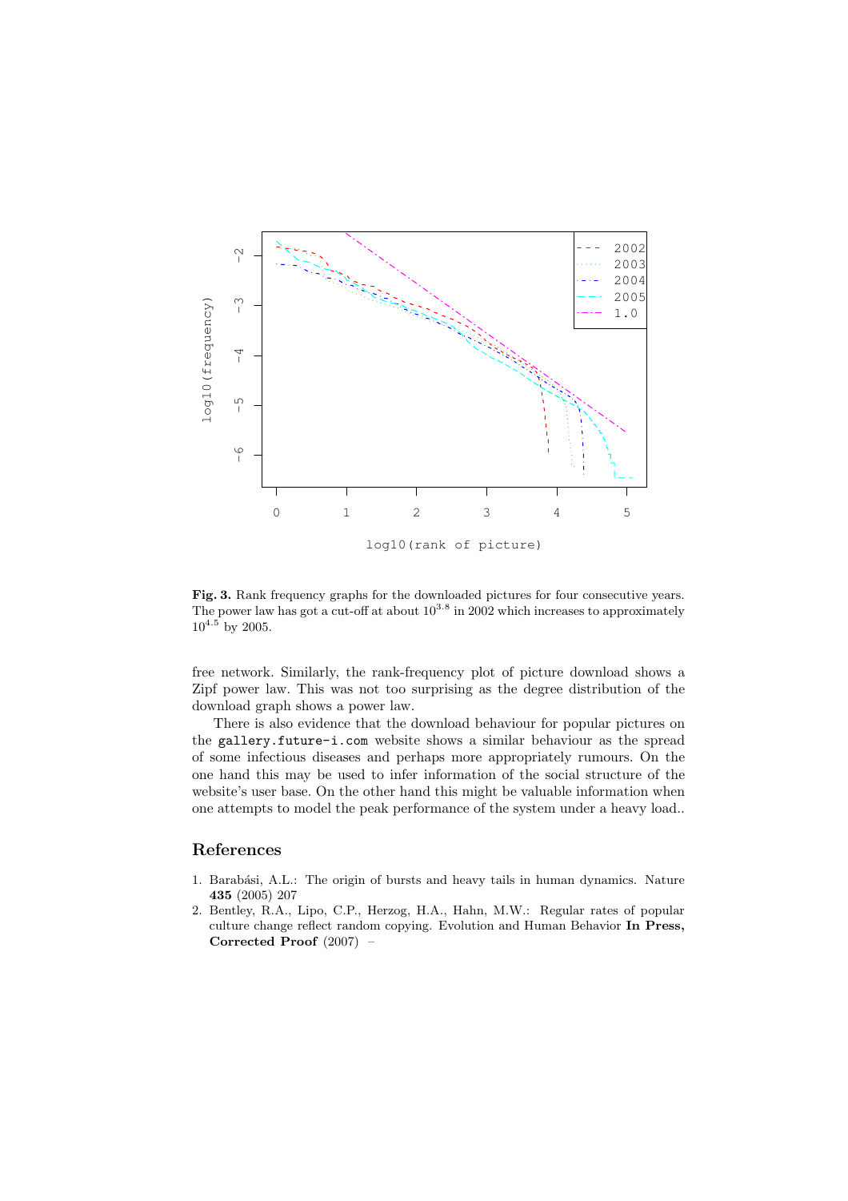**Fig. 3.** Rank frequency graphs for the downloaded pictures for four consecutive years. The power law has got a cut-off at about $10^{3.8}$ in 2002 which increases to approximately $10^{4.5}$ by 2005.

free network. Similarly, the rank-frequency plot of picture download shows a Zipf power law. This was not too surprising as the degree distribution of the download graph shows a power law.

There is also evidence that the download behaviour for popular pictures on the `gallery.future-i.com` website shows a similar behaviour as the spread of some infectious diseases and perhaps more appropriately rumours. On the one hand this may be used to infer information of the social structure of the website's user base. On the other hand this might be valuable information when one attempts to model the peak performance of the system under a heavy load..

## References

1. Barabási, A.L.: The origin of bursts and heavy tails in human dynamics. Nature **435** (2005) 207
2. Bentley, R.A., Lipo, C.P., Herzog, H.A., Hahn, M.W.: Regular rates of popular culture change reflect random copying. Evolution and Human Behavior **In Press, Corrected Proof** (2007) –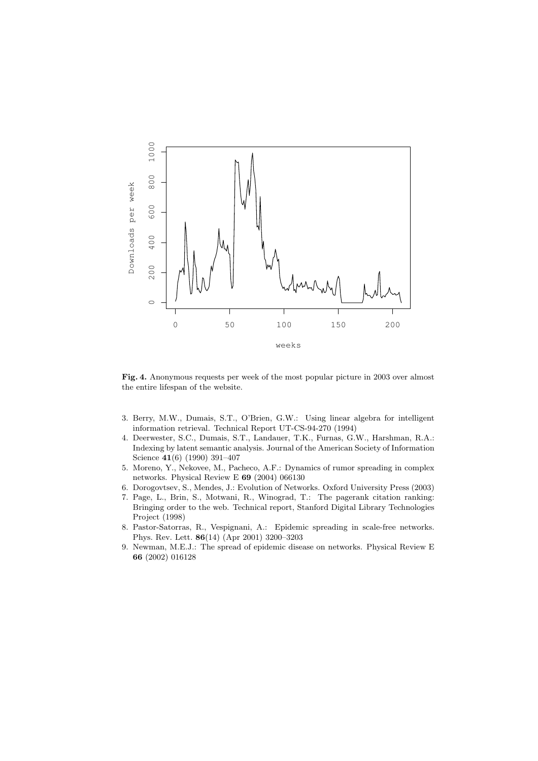Downloads per week

0
200
400
600
800
1000

0
50
100
150
200

weeks

**Fig. 4.** Anonymous requests per week of the most popular picture in 2003 over almost the entire lifespan of the website.

3. Berry, M.W., Dumais, S.T., O'Brien, G.W.: Using linear algebra for intelligent information retrieval. Technical Report UT-CS-94-270 (1994)
4. Deerwester, S.C., Dumais, S.T., Landauer, T.K., Furnas, G.W., Harshman, R.A.: Indexing by latent semantic analysis. Journal of the American Society of Information Science **41**(6) (1990) 391–407
5. Moreno, Y., Nekovee, M., Pacheco, A.F.: Dynamics of rumor spreading in complex networks. Physical Review E **69** (2004) 066130
6. Dorogovtsev, S., Mendes, J.: Evolution of Networks. Oxford University Press (2003)
7. Page, L., Brin, S., Motwani, R., Winograd, T.: The pagerank citation ranking: Bringing order to the web. Technical report, Stanford Digital Library Technologies Project (1998)
8. Pastor-Satorras, R., Vespignani, A.: Epidemic spreading in scale-free networks. Phys. Rev. Lett. **86**(14) (Apr 2001) 3200–3203
9. Newman, M.E.J.: The spread of epidemic disease on networks. Physical Review E **66** (2002) 016128